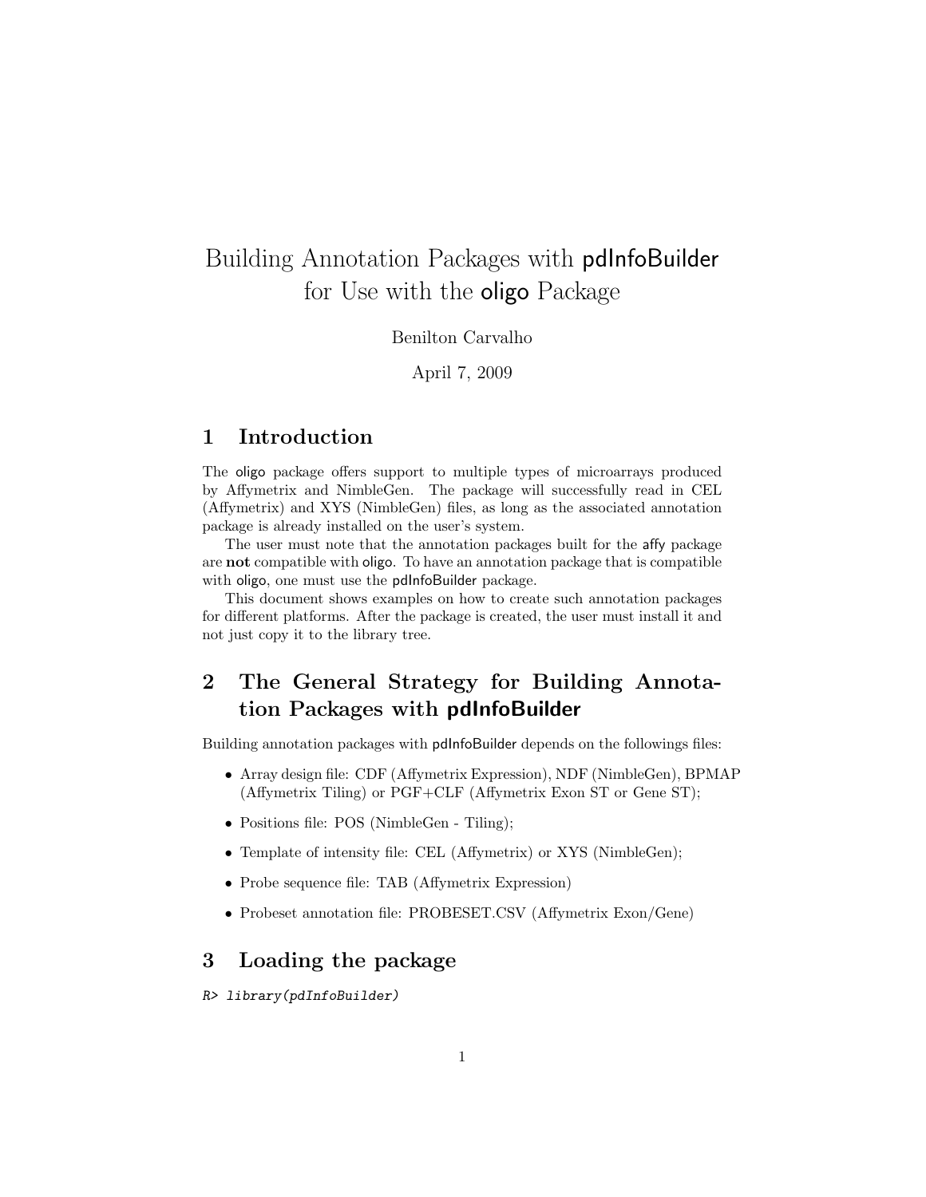# Building Annotation Packages with pdInfoBuilder for Use with the oligo Package

Benilton Carvalho

April 7, 2009

## 1 Introduction

The oligo package offers support to multiple types of microarrays produced by Affymetrix and NimbleGen. The package will successfully read in CEL (Affymetrix) and XYS (NimbleGen) files, as long as the associated annotation package is already installed on the user's system.

The user must note that the annotation packages built for the affy package are **not** compatible with oligo. To have an annotation package that is compatible with oligo, one must use the pdInfoBuilder package.

This document shows examples on how to create such annotation packages for different platforms. After the package is created, the user must install it and not just copy it to the library tree.

## 2 The General Strategy for Building Annotation Packages with pdInfoBuilder

Building annotation packages with pdInfoBuilder depends on the followings files:

- Array design file: CDF (Affymetrix Expression), NDF (NimbleGen), BPMAP (Affymetrix Tiling) or PGF+CLF (Affymetrix Exon ST or Gene ST);
- Positions file: POS (NimbleGen - Tiling);
- Template of intensity file: CEL (Affymetrix) or XYS (NimbleGen);
- Probe sequence file: TAB (Affymetrix Expression)
- Probeset annotation file: PROBESET.CSV (Affymetrix Exon/Gene)

## 3 Loading the package

```
R> library(pdInfoBuilder)
```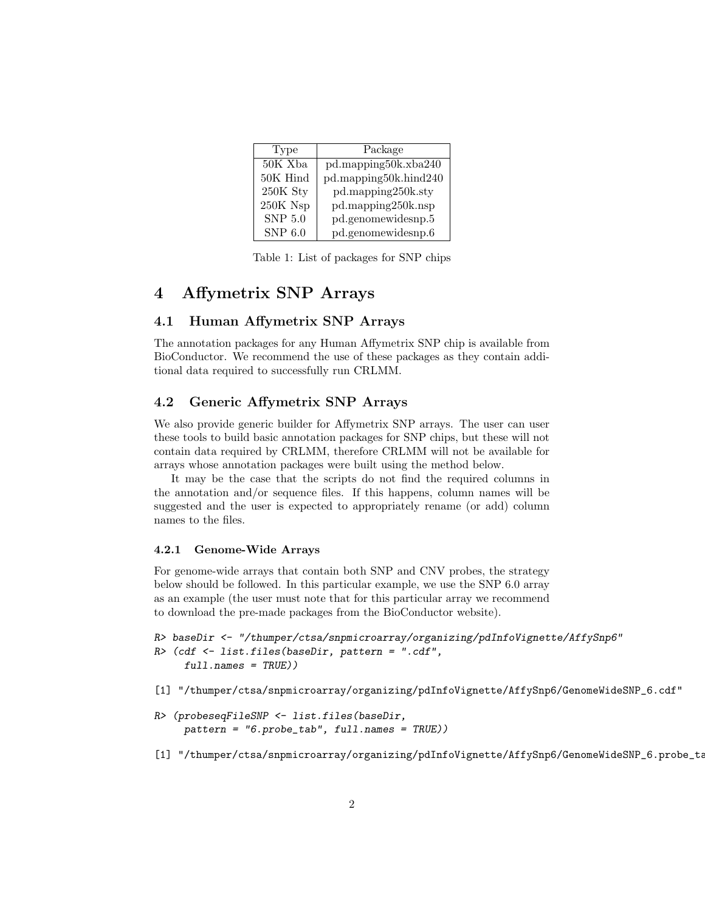| Type | Package |
|---|---|
| 50K Xba | pd.mapping50k.xba240 |
| 50K Hind | pd.mapping50k.hind240 |
| 250K Sty | pd.mapping250k.sty |
| 250K Nsp | pd.mapping250k.nsp |
| SNP 5.0 | pd.genomewidesnp.5 |
| SNP 6.0 | pd.genomewidesnp.6 |

Table 1: List of packages for SNP chips

# 4 Affymetrix SNP Arrays

## 4.1 Human Affymetrix SNP Arrays

The annotation packages for any Human Affymetrix SNP chip is available from BioConductor. We recommend the use of these packages as they contain additional data required to successfully run CRLMM.

## 4.2 Generic Affymetrix SNP Arrays

We also provide generic builder for Affymetrix SNP arrays. The user can user these tools to build basic annotation packages for SNP chips, but these will not contain data required by CRLMM, therefore CRLMM will not be available for arrays whose annotation packages were built using the method below.

It may be the case that the scripts do not find the required columns in the annotation and/or sequence files. If this happens, column names will be suggested and the user is expected to appropriately rename (or add) column names to the files.

### 4.2.1 Genome-Wide Arrays

For genome-wide arrays that contain both SNP and CNV probes, the strategy below should be followed. In this particular example, we use the SNP 6.0 array as an example (the user must note that for this particular array we recommend to download the pre-made packages from the BioConductor website).

```
R> baseDir <- "/thumper/ctsa/snpmicroarray/organizing/pdInfoVignette/AffySnp6"
R> (cdf <- list.files(baseDir, pattern = ".cdf",
     full.names = TRUE))

[1] "/thumper/ctsa/snpmicroarray/organizing/pdInfoVignette/AffySnp6/GenomeWideSNP_6.cdf"

R> (probeseqFileSNP <- list.files(baseDir,
     pattern = "6.probe_tab", full.names = TRUE))

[1] "/thumper/ctsa/snpmicroarray/organizing/pdInfoVignette/AffySnp6/GenomeWideSNP_6.probe_ta
```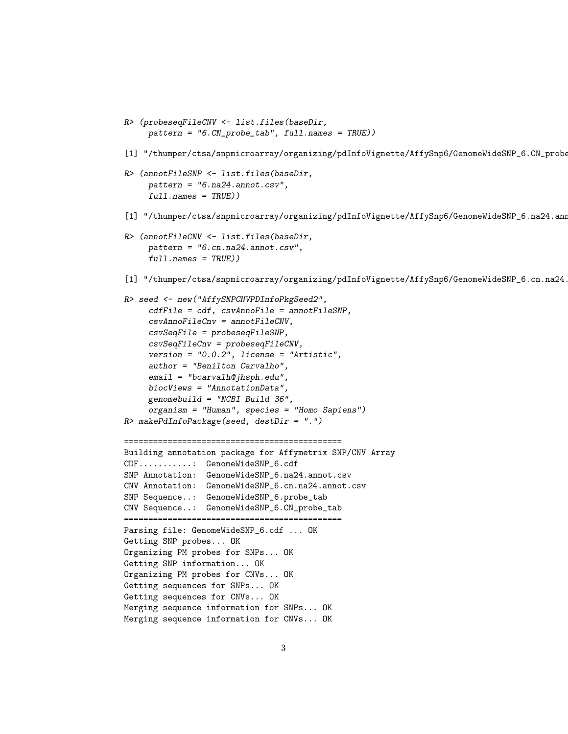```
R> (probeseqFileCNV <- list.files(baseDir,
     pattern = "6.CN_probe_tab", full.names = TRUE))

[1] "/thumper/ctsa/snpmicroarray/organizing/pdInfoVignette/AffySnp6/GenomeWideSNP_6.CN_probe

R> (annotFileSNP <- list.files(baseDir,
     pattern = "6.na24.annot.csv",
     full.names = TRUE))

[1] "/thumper/ctsa/snpmicroarray/organizing/pdInfoVignette/AffySnp6/GenomeWideSNP_6.na24.ann

R> (annotFileCNV <- list.files(baseDir,
     pattern = "6.cn.na24.annot.csv",
     full.names = TRUE))

[1] "/thumper/ctsa/snpmicroarray/organizing/pdInfoVignette/AffySnp6/GenomeWideSNP_6.cn.na24.

R> seed <- new("AffySNPCNVPDInfoPkgSeed2",
     cdfFile = cdf, csvAnnoFile = annotFileSNP,
     csvAnnoFileCnv = annotFileCNV,
     csvSeqFile = probeseqFileSNP,
     csvSeqFileCnv = probeseqFileCNV,
     version = "0.0.2", license = "Artistic",
     author = "Benilton Carvalho",
     email = "bcarvalh@jhsph.edu",
     biocViews = "AnnotationData",
     genomebuild = "NCBI Build 36",
     organism = "Human", species = "Homo Sapiens")
R> makePdInfoPackage(seed, destDir = ".")

============================================
Building annotation package for Affymetrix SNP/CNV Array
CDF...........:  GenomeWideSNP_6.cdf
SNP Annotation:  GenomeWideSNP_6.na24.annot.csv
CNV Annotation:  GenomeWideSNP_6.cn.na24.annot.csv
SNP Sequence..:  GenomeWideSNP_6.probe_tab
CNV Sequence..:  GenomeWideSNP_6.CN_probe_tab
============================================
Parsing file: GenomeWideSNP_6.cdf ... OK
Getting SNP probes... OK
Organizing PM probes for SNPs... OK
Getting SNP information... OK
Organizing PM probes for CNVs... OK
Getting sequences for SNPs... OK
Getting sequences for CNVs... OK
Merging sequence information for SNPs... OK
Merging sequence information for CNVs... OK
```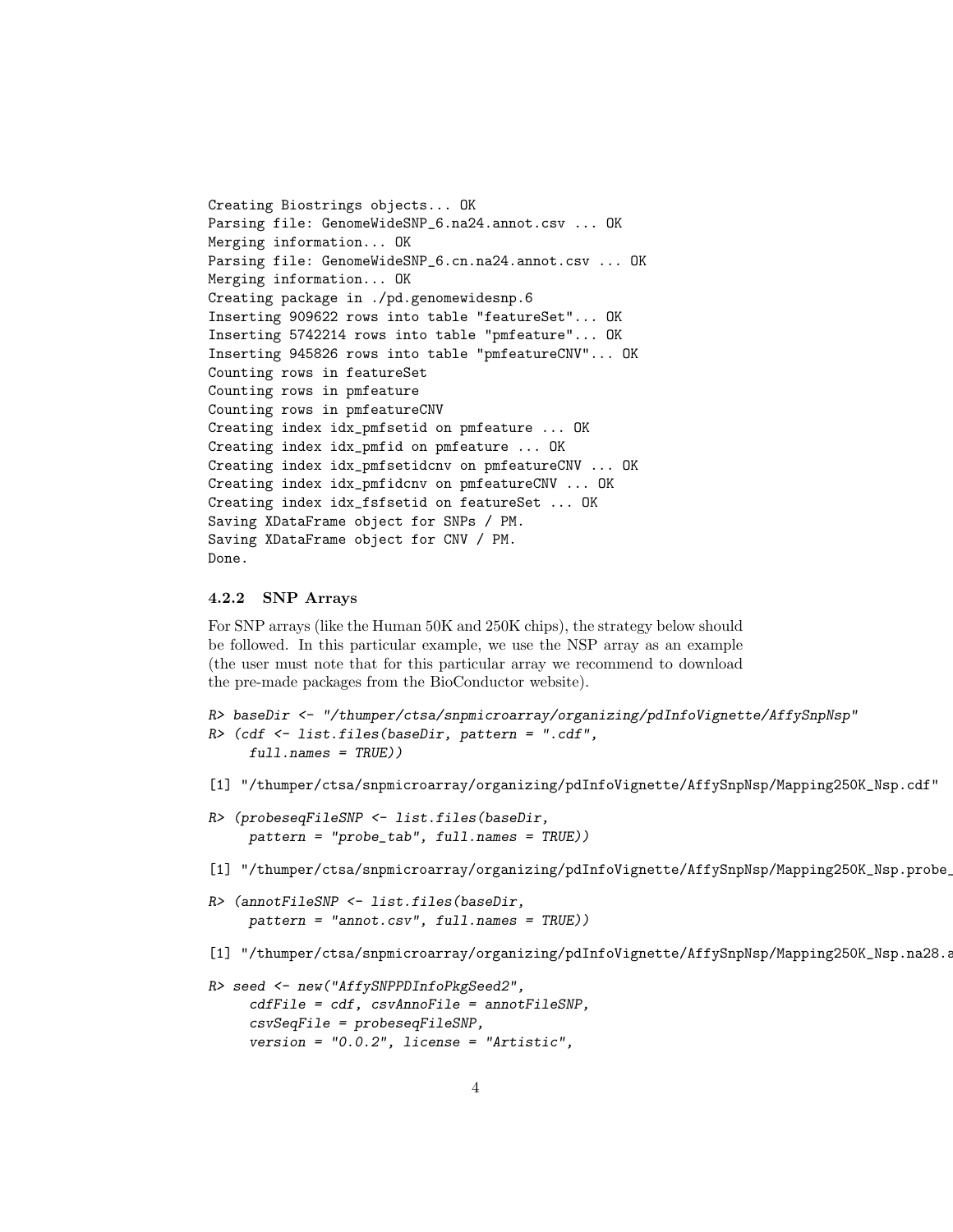```
Creating Biostrings objects... OK
Parsing file: GenomeWideSNP_6.na24.annot.csv ... OK
Merging information... OK
Parsing file: GenomeWideSNP_6.cn.na24.annot.csv ... OK
Merging information... OK
Creating package in ./pd.genomewidesnp.6
Inserting 909622 rows into table "featureSet"... OK
Inserting 5742214 rows into table "pmfeature"... OK
Inserting 945826 rows into table "pmfeatureCNV"... OK
Counting rows in featureSet
Counting rows in pmfeature
Counting rows in pmfeatureCNV
Creating index idx_pmfsetid on pmfeature ... OK
Creating index idx_pmfid on pmfeature ... OK
Creating index idx_pmfsetidcnv on pmfeatureCNV ... OK
Creating index idx_pmfidcnv on pmfeatureCNV ... OK
Creating index idx_fsfsetid on featureSet ... OK
Saving XDataFrame object for SNPs / PM.
Saving XDataFrame object for CNV / PM.
Done.
```

### 4.2.2 SNP Arrays

For SNP arrays (like the Human 50K and 250K chips), the strategy below should be followed. In this particular example, we use the NSP array as an example (the user must note that for this particular array we recommend to download the pre-made packages from the BioConductor website).

```
R> baseDir <- "/thumper/ctsa/snpmicroarray/organizing/pdInfoVignette/AffySnpNsp"
R> (cdf <- list.files(baseDir, pattern = ".cdf",
     full.names = TRUE))

[1] "/thumper/ctsa/snpmicroarray/organizing/pdInfoVignette/AffySnpNsp/Mapping250K_Nsp.cdf"

R> (probeseqFileSNP <- list.files(baseDir,
     pattern = "probe_tab", full.names = TRUE))

[1] "/thumper/ctsa/snpmicroarray/organizing/pdInfoVignette/AffySnpNsp/Mapping250K_Nsp.probe_

R> (annotFileSNP <- list.files(baseDir,
     pattern = "annot.csv", full.names = TRUE))

[1] "/thumper/ctsa/snpmicroarray/organizing/pdInfoVignette/AffySnpNsp/Mapping250K_Nsp.na28.a

R> seed <- new("AffySNPPDInfoPkgSeed2",
     cdfFile = cdf, csvAnnoFile = annotFileSNP,
     csvSeqFile = probeseqFileSNP,
     version = "0.0.2", license = "Artistic",
```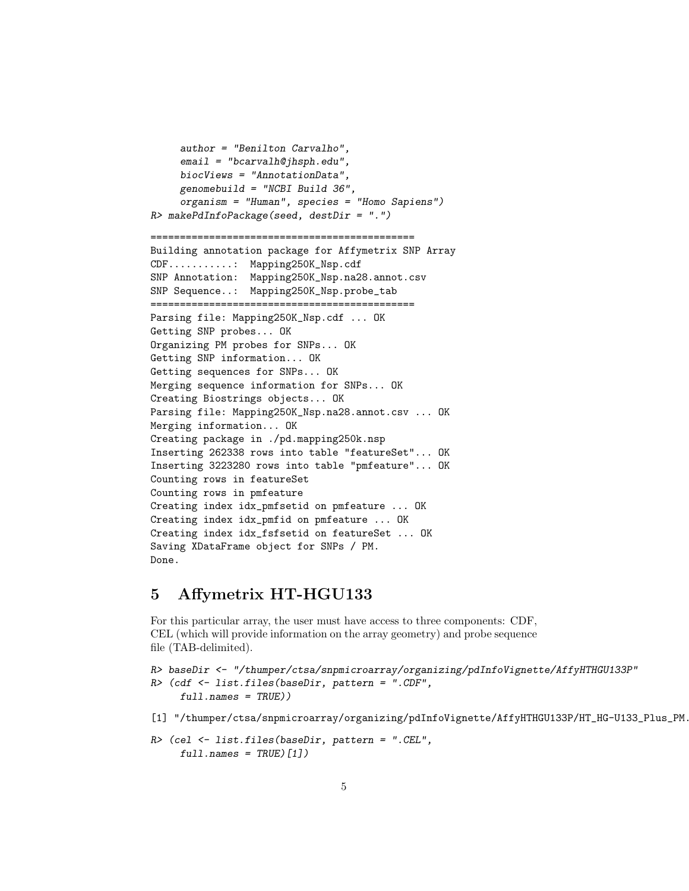```
     author = "Benilton Carvalho",
     email = "bcarvalh@jhsph.edu",
     biocViews = "AnnotationData",
     genomebuild = "NCBI Build 36",
     organism = "Human", species = "Homo Sapiens")
R> makePdInfoPackage(seed, destDir = ".")

============================================
Building annotation package for Affymetrix SNP Array
CDF...........:  Mapping250K_Nsp.cdf
SNP Annotation:  Mapping250K_Nsp.na28.annot.csv
SNP Sequence..:  Mapping250K_Nsp.probe_tab
============================================
Parsing file: Mapping250K_Nsp.cdf ... OK
Getting SNP probes... OK
Organizing PM probes for SNPs... OK
Getting SNP information... OK
Getting sequences for SNPs... OK
Merging sequence information for SNPs... OK
Creating Biostrings objects... OK
Parsing file: Mapping250K_Nsp.na28.annot.csv ... OK
Merging information... OK
Creating package in ./pd.mapping250k.nsp
Inserting 262338 rows into table "featureSet"... OK
Inserting 3223280 rows into table "pmfeature"... OK
Counting rows in featureSet
Counting rows in pmfeature
Creating index idx_pmfsetid on pmfeature ... OK
Creating index idx_pmfid on pmfeature ... OK
Creating index idx_fsfsetid on featureSet ... OK
Saving XDataFrame object for SNPs / PM.
Done.
```

## 5 Affymetrix HT-HGU133

For this particular array, the user must have access to three components: CDF, CEL (which will provide information on the array geometry) and probe sequence file (TAB-delimited).

```
R> baseDir <- "/thumper/ctsa/snpmicroarray/organizing/pdInfoVignette/AffyHTHGU133P"
R> (cdf <- list.files(baseDir, pattern = ".CDF",
     full.names = TRUE))

[1] "/thumper/ctsa/snpmicroarray/organizing/pdInfoVignette/AffyHTHGU133P/HT_HG-U133_Plus_PM.

R> (cel <- list.files(baseDir, pattern = ".CEL",
     full.names = TRUE)[1])
```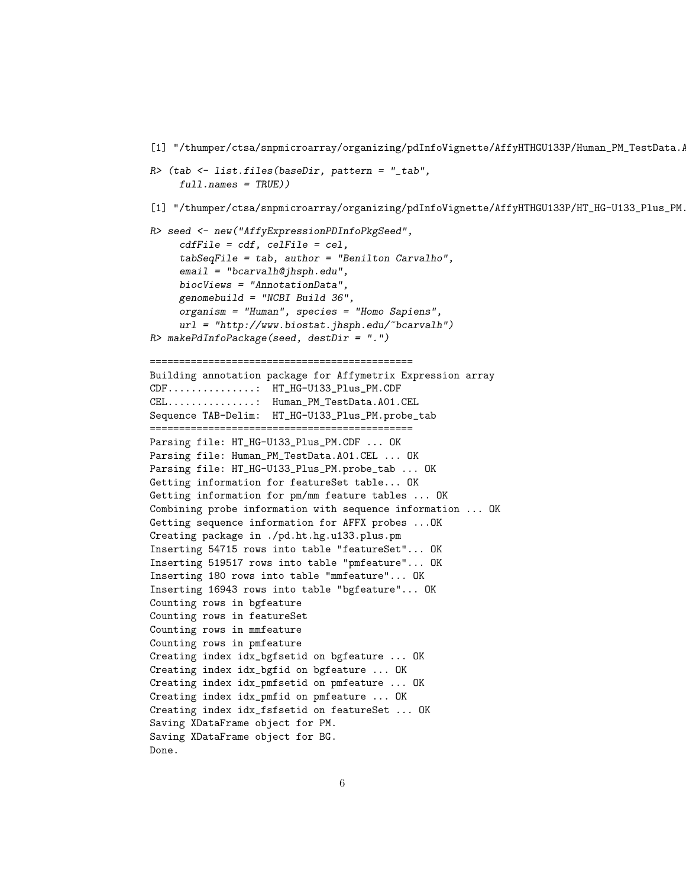```
[1] "/thumper/ctsa/snpmicroarray/organizing/pdInfoVignette/AffyHTHGU133P/Human_PM_TestData.A

R> (tab <- list.files(baseDir, pattern = "_tab",
     full.names = TRUE))

[1] "/thumper/ctsa/snpmicroarray/organizing/pdInfoVignette/AffyHTHGU133P/HT_HG-U133_Plus_PM.

R> seed <- new("AffyExpressionPDInfoPkgSeed",
     cdfFile = cdf, celFile = cel,
     tabSeqFile = tab, author = "Benilton Carvalho",
     email = "bcarvalh@jhsph.edu",
     biocViews = "AnnotationData",
     genomebuild = "NCBI Build 36",
     organism = "Human", species = "Homo Sapiens",
     url = "http://www.biostat.jhsph.edu/~bcarvalh")
R> makePdInfoPackage(seed, destDir = ".")

============================================
Building annotation package for Affymetrix Expression array
CDF...............:  HT_HG-U133_Plus_PM.CDF
CEL...............:  Human_PM_TestData.A01.CEL
Sequence TAB-Delim:  HT_HG-U133_Plus_PM.probe_tab
============================================
Parsing file: HT_HG-U133_Plus_PM.CDF ... OK
Parsing file: Human_PM_TestData.A01.CEL ... OK
Parsing file: HT_HG-U133_Plus_PM.probe_tab ... OK
Getting information for featureSet table... OK
Getting information for pm/mm feature tables ... OK
Combining probe information with sequence information ... OK
Getting sequence information for AFFX probes ...OK
Creating package in ./pd.ht.hg.u133.plus.pm
Inserting 54715 rows into table "featureSet"... OK
Inserting 519517 rows into table "pmfeature"... OK
Inserting 180 rows into table "mmfeature"... OK
Inserting 16943 rows into table "bgfeature"... OK
Counting rows in bgfeature
Counting rows in featureSet
Counting rows in mmfeature
Counting rows in pmfeature
Creating index idx_bgfsetid on bgfeature ... OK
Creating index idx_bgfid on bgfeature ... OK
Creating index idx_pmfsetid on pmfeature ... OK
Creating index idx_pmfid on pmfeature ... OK
Creating index idx_fsfsetid on featureSet ... OK
Saving XDataFrame object for PM.
Saving XDataFrame object for BG.
Done.
```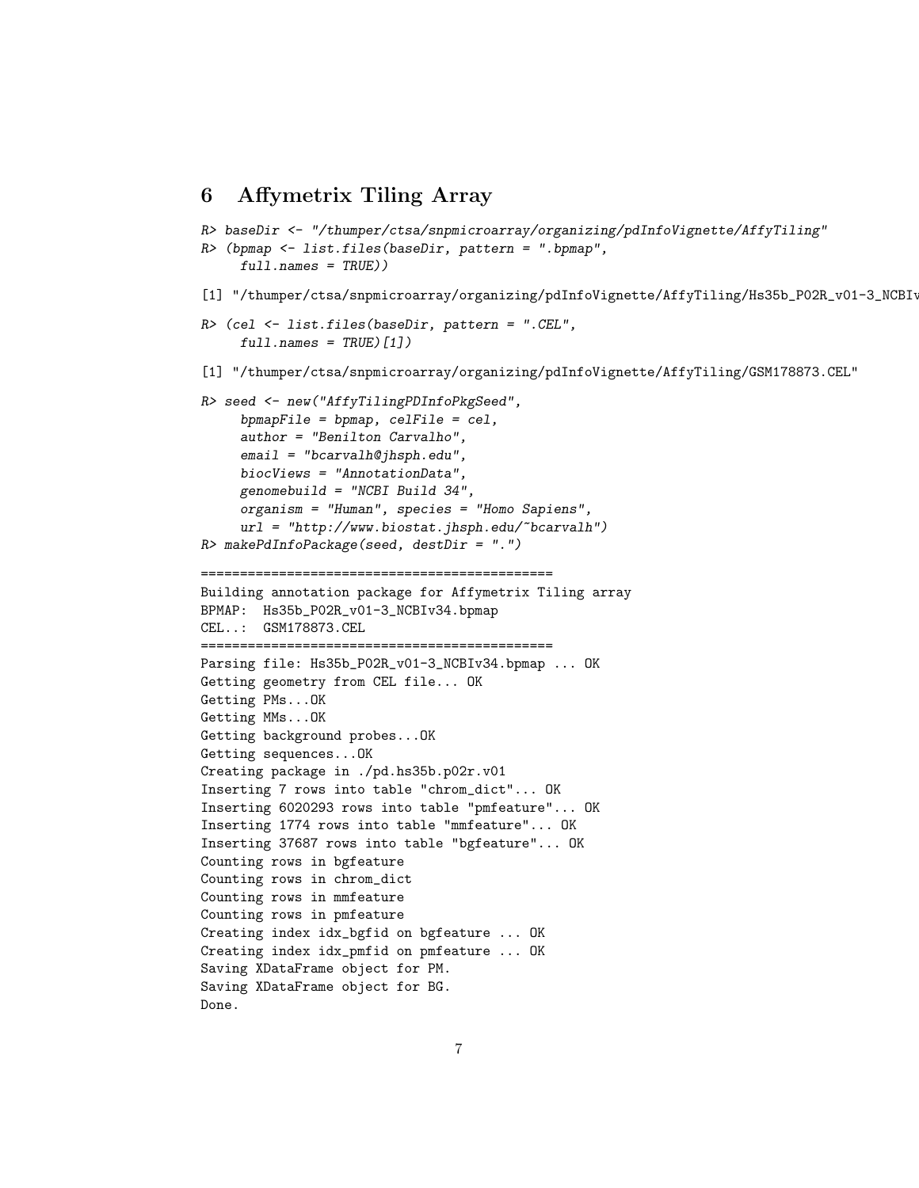## 6 Affymetrix Tiling Array

```
R> baseDir <- "/thumper/ctsa/snpmicroarray/organizing/pdInfoVignette/AffyTiling"
R> (bpmap <- list.files(baseDir, pattern = ".bpmap",
     full.names = TRUE))

[1] "/thumper/ctsa/snpmicroarray/organizing/pdInfoVignette/AffyTiling/Hs35b_P02R_v01-3_NCBIv

R> (cel <- list.files(baseDir, pattern = ".CEL",
     full.names = TRUE)[1])

[1] "/thumper/ctsa/snpmicroarray/organizing/pdInfoVignette/AffyTiling/GSM178873.CEL"

R> seed <- new("AffyTilingPDInfoPkgSeed",
     bpmapFile = bpmap, celFile = cel,
     author = "Benilton Carvalho",
     email = "bcarvalh@jhsph.edu",
     biocViews = "AnnotationData",
     genomebuild = "NCBI Build 34",
     organism = "Human", species = "Homo Sapiens",
     url = "http://www.biostat.jhsph.edu/~bcarvalh")
R> makePdInfoPackage(seed, destDir = ".")

============================================
Building annotation package for Affymetrix Tiling array
BPMAP:  Hs35b_P02R_v01-3_NCBIv34.bpmap
CEL..:  GSM178873.CEL
============================================
Parsing file: Hs35b_P02R_v01-3_NCBIv34.bpmap ... OK
Getting geometry from CEL file... OK
Getting PMs...OK
Getting MMs...OK
Getting background probes...OK
Getting sequences...OK
Creating package in ./pd.hs35b.p02r.v01
Inserting 7 rows into table "chrom_dict"... OK
Inserting 6020293 rows into table "pmfeature"... OK
Inserting 1774 rows into table "mmfeature"... OK
Inserting 37687 rows into table "bgfeature"... OK
Counting rows in bgfeature
Counting rows in chrom_dict
Counting rows in mmfeature
Counting rows in pmfeature
Creating index idx_bgfid on bgfeature ... OK
Creating index idx_pmfid on pmfeature ... OK
Saving XDataFrame object for PM.
Saving XDataFrame object for BG.
Done.
```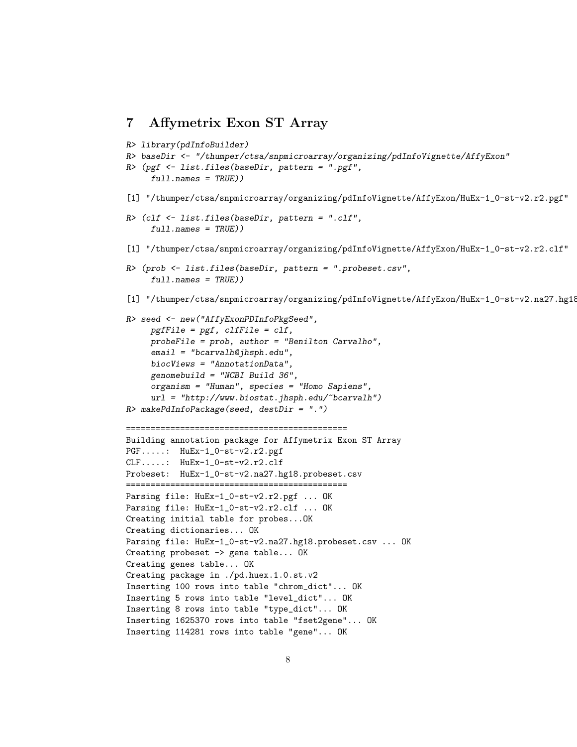# 7 Affymetrix Exon ST Array

```
R> library(pdInfoBuilder)
R> baseDir <- "/thumper/ctsa/snpmicroarray/organizing/pdInfoVignette/AffyExon"
R> (pgf <- list.files(baseDir, pattern = ".pgf",
     full.names = TRUE))

[1] "/thumper/ctsa/snpmicroarray/organizing/pdInfoVignette/AffyExon/HuEx-1_0-st-v2.r2.pgf"

R> (clf <- list.files(baseDir, pattern = ".clf",
     full.names = TRUE))

[1] "/thumper/ctsa/snpmicroarray/organizing/pdInfoVignette/AffyExon/HuEx-1_0-st-v2.r2.clf"

R> (prob <- list.files(baseDir, pattern = ".probeset.csv",
     full.names = TRUE))

[1] "/thumper/ctsa/snpmicroarray/organizing/pdInfoVignette/AffyExon/HuEx-1_0-st-v2.na27.hg18

R> seed <- new("AffyExonPDInfoPkgSeed",
     pgfFile = pgf, clfFile = clf,
     probeFile = prob, author = "Benilton Carvalho",
     email = "bcarvalh@jhsph.edu",
     biocViews = "AnnotationData",
     genomebuild = "NCBI Build 36",
     organism = "Human", species = "Homo Sapiens",
     url = "http://www.biostat.jhsph.edu/~bcarvalh")
R> makePdInfoPackage(seed, destDir = ".")

============================================
Building annotation package for Affymetrix Exon ST Array
PGF.....:  HuEx-1_0-st-v2.r2.pgf
CLF.....:  HuEx-1_0-st-v2.r2.clf
Probeset:  HuEx-1_0-st-v2.na27.hg18.probeset.csv
============================================
Parsing file: HuEx-1_0-st-v2.r2.pgf ... OK
Parsing file: HuEx-1_0-st-v2.r2.clf ... OK
Creating initial table for probes...OK
Creating dictionaries... OK
Parsing file: HuEx-1_0-st-v2.na27.hg18.probeset.csv ... OK
Creating probeset -> gene table... OK
Creating genes table... OK
Creating package in ./pd.huex.1.0.st.v2
Inserting 100 rows into table "chrom_dict"... OK
Inserting 5 rows into table "level_dict"... OK
Inserting 8 rows into table "type_dict"... OK
Inserting 1625370 rows into table "fset2gene"... OK
Inserting 114281 rows into table "gene"... OK
```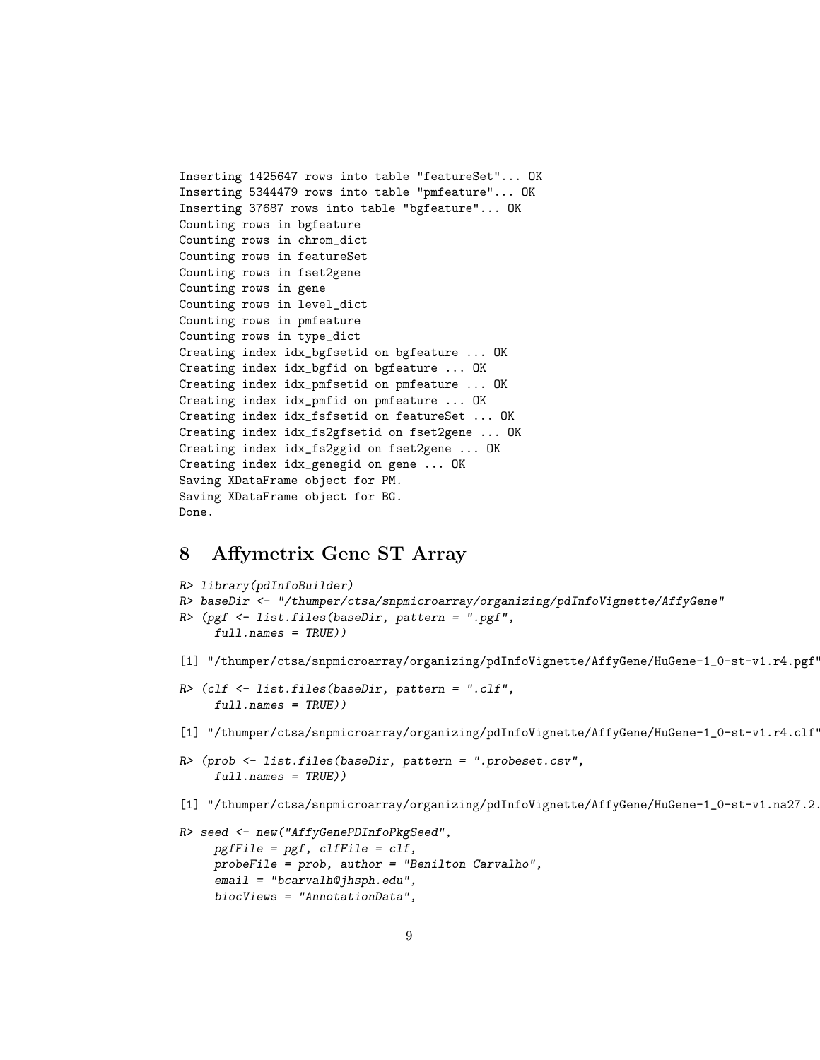```
Inserting 1425647 rows into table "featureSet"... OK
Inserting 5344479 rows into table "pmfeature"... OK
Inserting 37687 rows into table "bgfeature"... OK
Counting rows in bgfeature
Counting rows in chrom_dict
Counting rows in featureSet
Counting rows in fset2gene
Counting rows in gene
Counting rows in level_dict
Counting rows in pmfeature
Counting rows in type_dict
Creating index idx_bgfsetid on bgfeature ... OK
Creating index idx_bgfid on bgfeature ... OK
Creating index idx_pmfsetid on pmfeature ... OK
Creating index idx_pmfid on pmfeature ... OK
Creating index idx_fsfsetid on featureSet ... OK
Creating index idx_fs2gfsetid on fset2gene ... OK
Creating index idx_fs2ggid on fset2gene ... OK
Creating index idx_genegid on gene ... OK
Saving XDataFrame object for PM.
Saving XDataFrame object for BG.
Done.
```

## 8 Affymetrix Gene ST Array

```
R> library(pdInfoBuilder)
R> baseDir <- "/thumper/ctsa/snpmicroarray/organizing/pdInfoVignette/AffyGene"
R> (pgf <- list.files(baseDir, pattern = ".pgf",
     full.names = TRUE))

[1] "/thumper/ctsa/snpmicroarray/organizing/pdInfoVignette/AffyGene/HuGene-1_0-st-v1.r4.pgf"

R> (clf <- list.files(baseDir, pattern = ".clf",
     full.names = TRUE))

[1] "/thumper/ctsa/snpmicroarray/organizing/pdInfoVignette/AffyGene/HuGene-1_0-st-v1.r4.clf"

R> (prob <- list.files(baseDir, pattern = ".probeset.csv",
     full.names = TRUE))

[1] "/thumper/ctsa/snpmicroarray/organizing/pdInfoVignette/AffyGene/HuGene-1_0-st-v1.na27.2.

R> seed <- new("AffyGenePDInfoPkgSeed",
     pgfFile = pgf, clfFile = clf,
     probeFile = prob, author = "Benilton Carvalho",
     email = "bcarvalh@jhsph.edu",
     biocViews = "AnnotationData",
```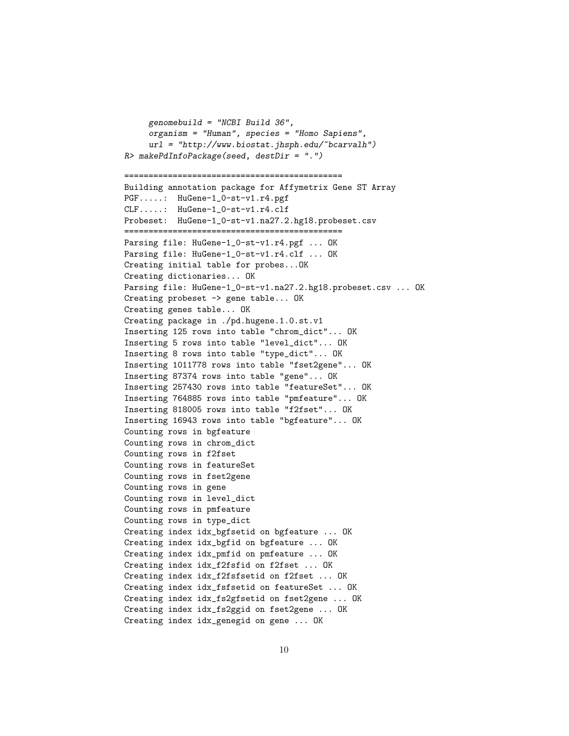```
     genomebuild = "NCBI Build 36",
     organism = "Human", species = "Homo Sapiens",
     url = "http://www.biostat.jhsph.edu/~bcarvalh")
R> makePdInfoPackage(seed, destDir = ".")

============================================
Building annotation package for Affymetrix Gene ST Array
PGF.....:  HuGene-1_0-st-v1.r4.pgf
CLF.....:  HuGene-1_0-st-v1.r4.clf
Probeset:  HuGene-1_0-st-v1.na27.2.hg18.probeset.csv
============================================
Parsing file: HuGene-1_0-st-v1.r4.pgf ... OK
Parsing file: HuGene-1_0-st-v1.r4.clf ... OK
Creating initial table for probes...OK
Creating dictionaries... OK
Parsing file: HuGene-1_0-st-v1.na27.2.hg18.probeset.csv ... OK
Creating probeset -> gene table... OK
Creating genes table... OK
Creating package in ./pd.hugene.1.0.st.v1
Inserting 125 rows into table "chrom_dict"... OK
Inserting 5 rows into table "level_dict"... OK
Inserting 8 rows into table "type_dict"... OK
Inserting 1011778 rows into table "fset2gene"... OK
Inserting 87374 rows into table "gene"... OK
Inserting 257430 rows into table "featureSet"... OK
Inserting 764885 rows into table "pmfeature"... OK
Inserting 818005 rows into table "f2fset"... OK
Inserting 16943 rows into table "bgfeature"... OK
Counting rows in bgfeature
Counting rows in chrom_dict
Counting rows in f2fset
Counting rows in featureSet
Counting rows in fset2gene
Counting rows in gene
Counting rows in level_dict
Counting rows in pmfeature
Counting rows in type_dict
Creating index idx_bgfsetid on bgfeature ... OK
Creating index idx_bgfid on bgfeature ... OK
Creating index idx_pmfid on pmfeature ... OK
Creating index idx_f2fsfid on f2fset ... OK
Creating index idx_f2fsfsetid on f2fset ... OK
Creating index idx_fsfsetid on featureSet ... OK
Creating index idx_fs2gfsetid on fset2gene ... OK
Creating index idx_fs2ggid on fset2gene ... OK
Creating index idx_genegid on gene ... OK
```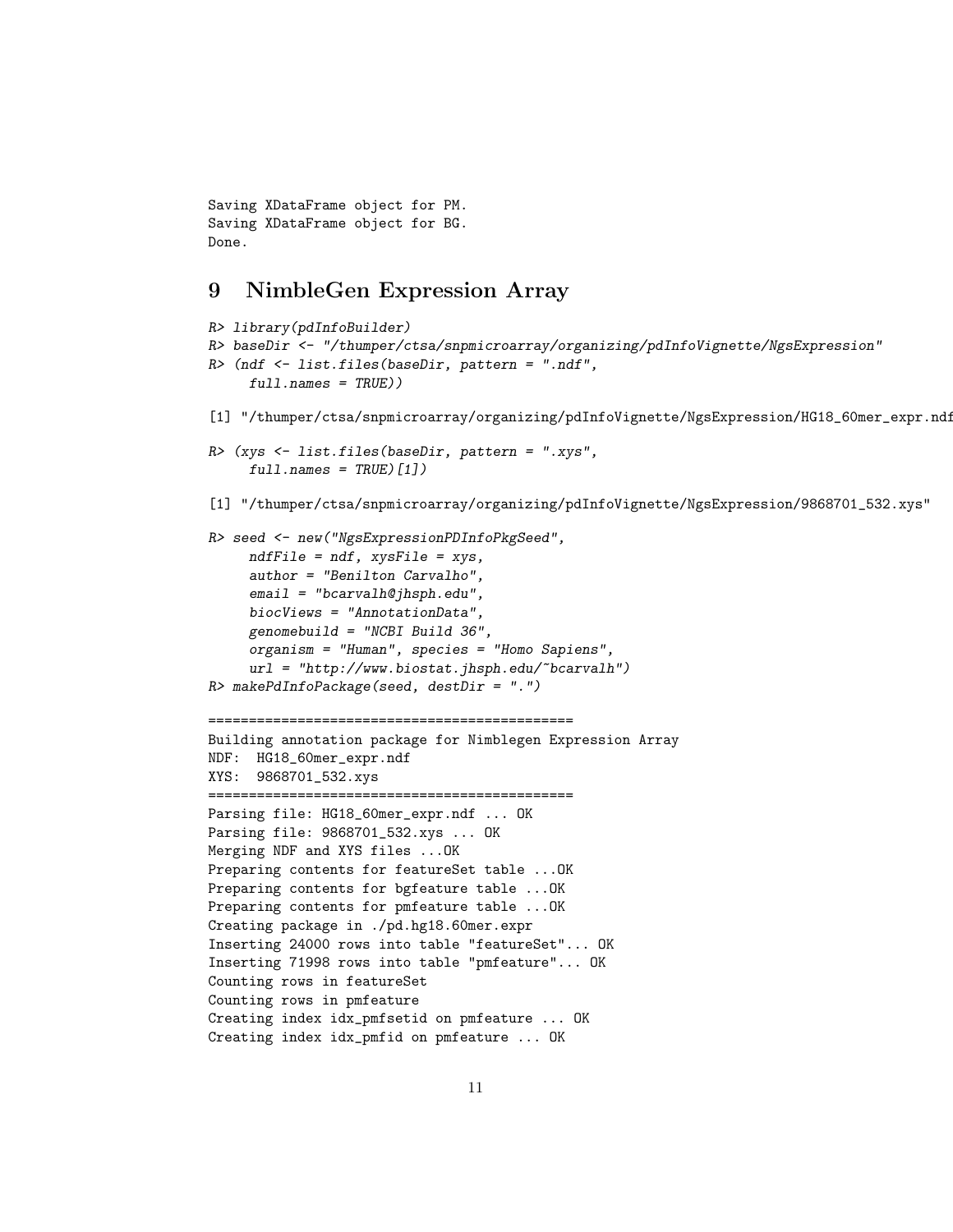```
Saving XDataFrame object for PM.
Saving XDataFrame object for BG.
Done.
```

## 9 NimbleGen Expression Array

```
R> library(pdInfoBuilder)
R> baseDir <- "/thumper/ctsa/snpmicroarray/organizing/pdInfoVignette/NgsExpression"
R> (ndf <- list.files(baseDir, pattern = ".ndf",
     full.names = TRUE))

[1] "/thumper/ctsa/snpmicroarray/organizing/pdInfoVignette/NgsExpression/HG18_60mer_expr.ndf

R> (xys <- list.files(baseDir, pattern = ".xys",
     full.names = TRUE)[1])

[1] "/thumper/ctsa/snpmicroarray/organizing/pdInfoVignette/NgsExpression/9868701_532.xys"

R> seed <- new("NgsExpressionPDInfoPkgSeed",
     ndfFile = ndf, xysFile = xys,
     author = "Benilton Carvalho",
     email = "bcarvalh@jhsph.edu",
     biocViews = "AnnotationData",
     genomebuild = "NCBI Build 36",
     organism = "Human", species = "Homo Sapiens",
     url = "http://www.biostat.jhsph.edu/~bcarvalh")
R> makePdInfoPackage(seed, destDir = ".")

============================================
Building annotation package for Nimblegen Expression Array
NDF:  HG18_60mer_expr.ndf
XYS:  9868701_532.xys
============================================
Parsing file: HG18_60mer_expr.ndf ... OK
Parsing file: 9868701_532.xys ... OK
Merging NDF and XYS files ...OK
Preparing contents for featureSet table ...OK
Preparing contents for bgfeature table ...OK
Preparing contents for pmfeature table ...OK
Creating package in ./pd.hg18.60mer.expr
Inserting 24000 rows into table "featureSet"... OK
Inserting 71998 rows into table "pmfeature"... OK
Counting rows in featureSet
Counting rows in pmfeature
Creating index idx_pmfsetid on pmfeature ... OK
Creating index idx_pmfid on pmfeature ... OK
```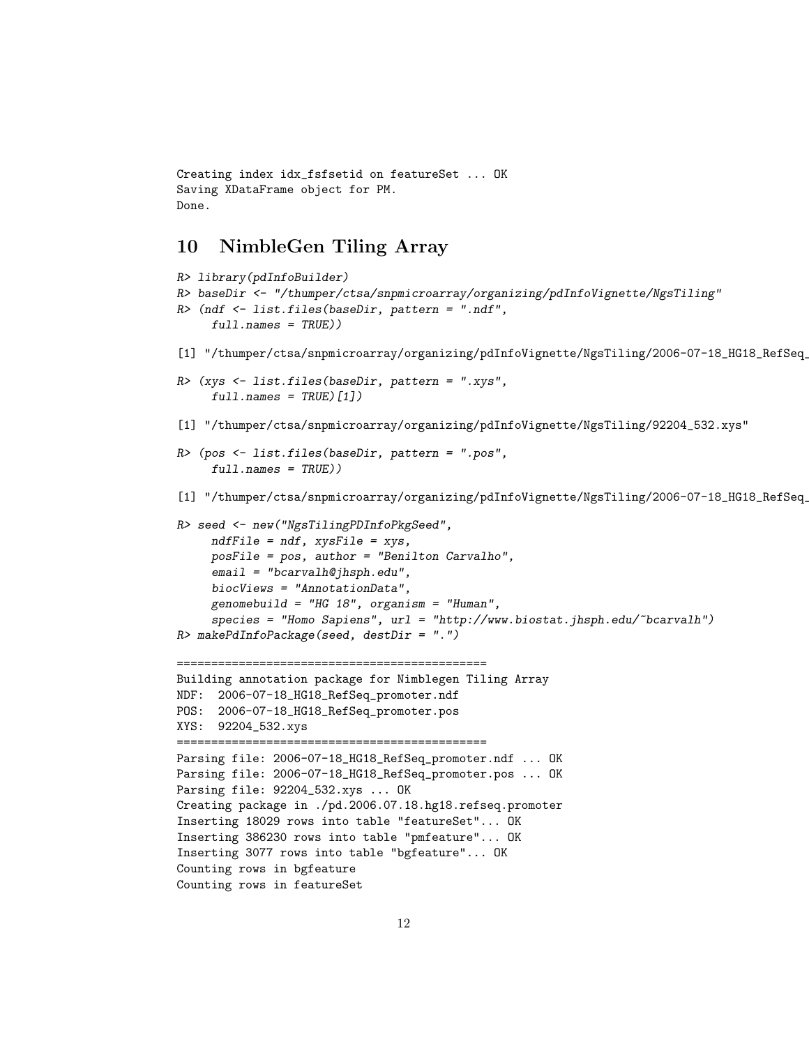```
Creating index idx_fsfsetid on featureSet ... OK
Saving XDataFrame object for PM.
Done.
```

## 10 NimbleGen Tiling Array

```
R> library(pdInfoBuilder)
R> baseDir <- "/thumper/ctsa/snpmicroarray/organizing/pdInfoVignette/NgsTiling"
R> (ndf <- list.files(baseDir, pattern = ".ndf",
     full.names = TRUE))

[1] "/thumper/ctsa/snpmicroarray/organizing/pdInfoVignette/NgsTiling/2006-07-18_HG18_RefSeq_

R> (xys <- list.files(baseDir, pattern = ".xys",
     full.names = TRUE)[1])

[1] "/thumper/ctsa/snpmicroarray/organizing/pdInfoVignette/NgsTiling/92204_532.xys"

R> (pos <- list.files(baseDir, pattern = ".pos",
     full.names = TRUE))

[1] "/thumper/ctsa/snpmicroarray/organizing/pdInfoVignette/NgsTiling/2006-07-18_HG18_RefSeq_

R> seed <- new("NgsTilingPDInfoPkgSeed",
     ndfFile = ndf, xysFile = xys,
     posFile = pos, author = "Benilton Carvalho",
     email = "bcarvalh@jhsph.edu",
     biocViews = "AnnotationData",
     genomebuild = "HG 18", organism = "Human",
     species = "Homo Sapiens", url = "http://www.biostat.jhsph.edu/~bcarvalh")
R> makePdInfoPackage(seed, destDir = ".")

============================================
Building annotation package for Nimblegen Tiling Array
NDF:  2006-07-18_HG18_RefSeq_promoter.ndf
POS:  2006-07-18_HG18_RefSeq_promoter.pos
XYS:  92204_532.xys
============================================
Parsing file: 2006-07-18_HG18_RefSeq_promoter.ndf ... OK
Parsing file: 2006-07-18_HG18_RefSeq_promoter.pos ... OK
Parsing file: 92204_532.xys ... OK
Creating package in ./pd.2006.07.18.hg18.refseq.promoter
Inserting 18029 rows into table "featureSet"... OK
Inserting 386230 rows into table "pmfeature"... OK
Inserting 3077 rows into table "bgfeature"... OK
Counting rows in bgfeature
Counting rows in featureSet
```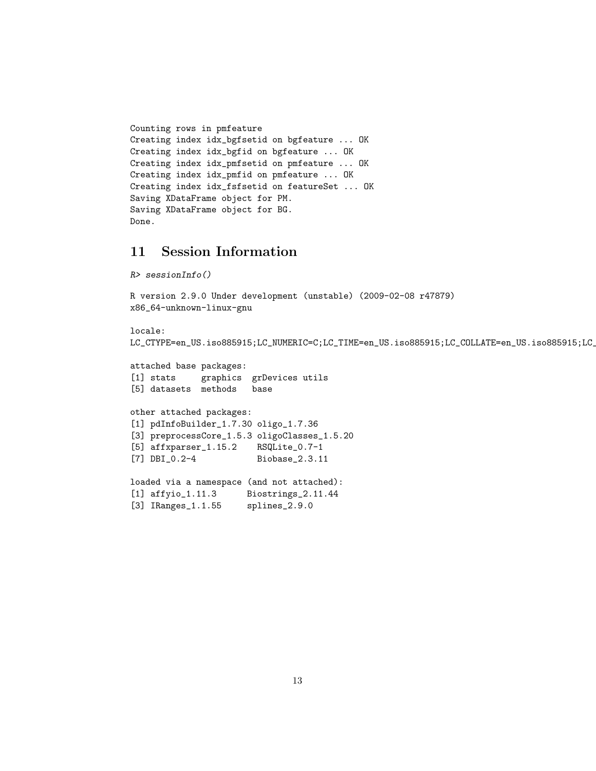```
Counting rows in pmfeature
Creating index idx_bgfsetid on bgfeature ... OK
Creating index idx_bgfid on bgfeature ... OK
Creating index idx_pmfsetid on pmfeature ... OK
Creating index idx_pmfid on pmfeature ... OK
Creating index idx_fsfsetid on featureSet ... OK
Saving XDataFrame object for PM.
Saving XDataFrame object for BG.
Done.
```

## 11 Session Information

```
R> sessionInfo()
```

```
R version 2.9.0 Under development (unstable) (2009-02-08 r47879)
x86_64-unknown-linux-gnu

locale:
LC_CTYPE=en_US.iso885915;LC_NUMERIC=C;LC_TIME=en_US.iso885915;LC_COLLATE=en_US.iso885915;LC_

attached base packages:
[1] stats     graphics  grDevices utils
[5] datasets  methods   base

other attached packages:
[1] pdInfoBuilder_1.7.30 oligo_1.7.36
[3] preprocessCore_1.5.3 oligoClasses_1.5.20
[5] affxparser_1.15.2    RSQLite_0.7-1
[7] DBI_0.2-4            Biobase_2.3.11

loaded via a namespace (and not attached):
[1] affyio_1.11.3      Biostrings_2.11.44
[3] IRanges_1.1.55     splines_2.9.0
```